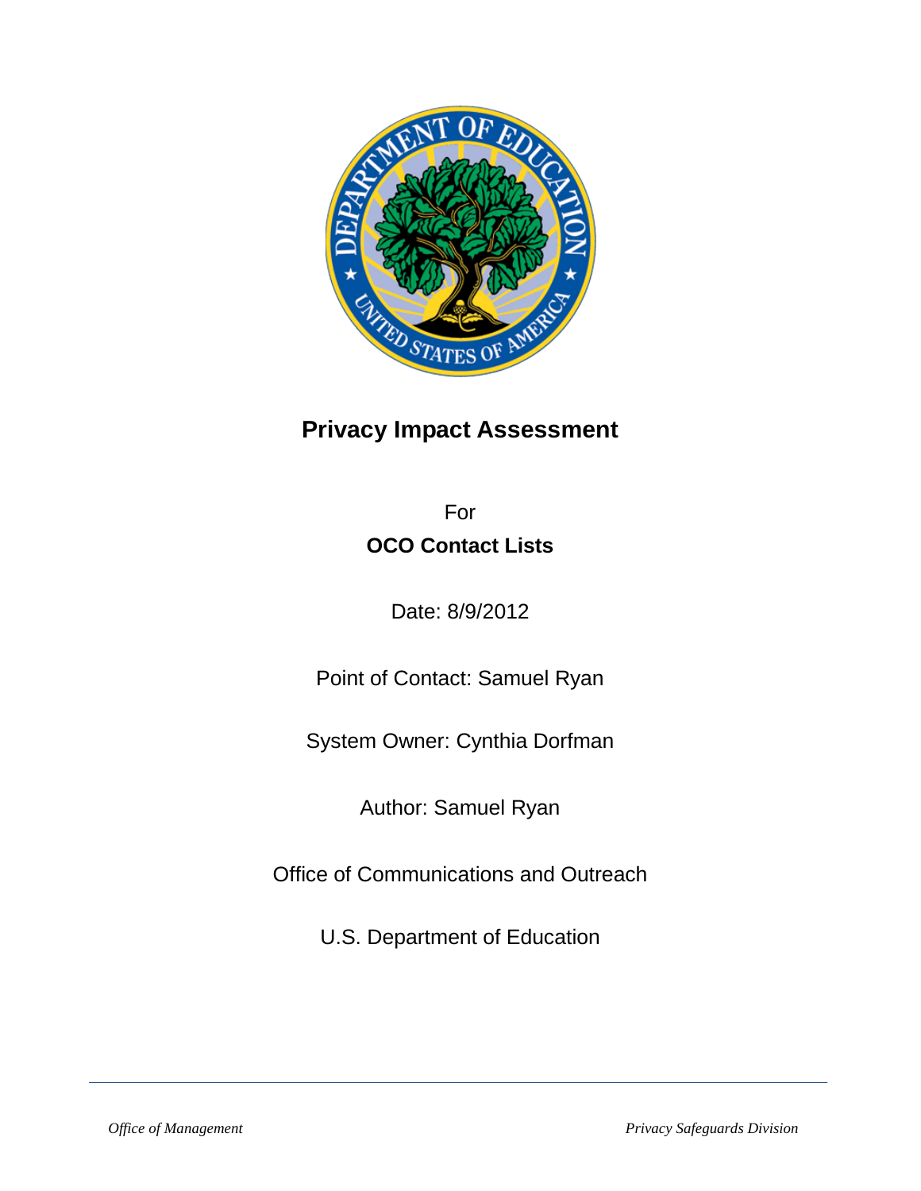# Privacy Impact Assessment

For

**OCO Contact Lists**

Date: 8/9/2012

Point of Contact: Samuel Ryan

System Owner: Cynthia Dorfman

Author: Samuel Ryan

Office of Communications and Outreach

U.S. Department of Education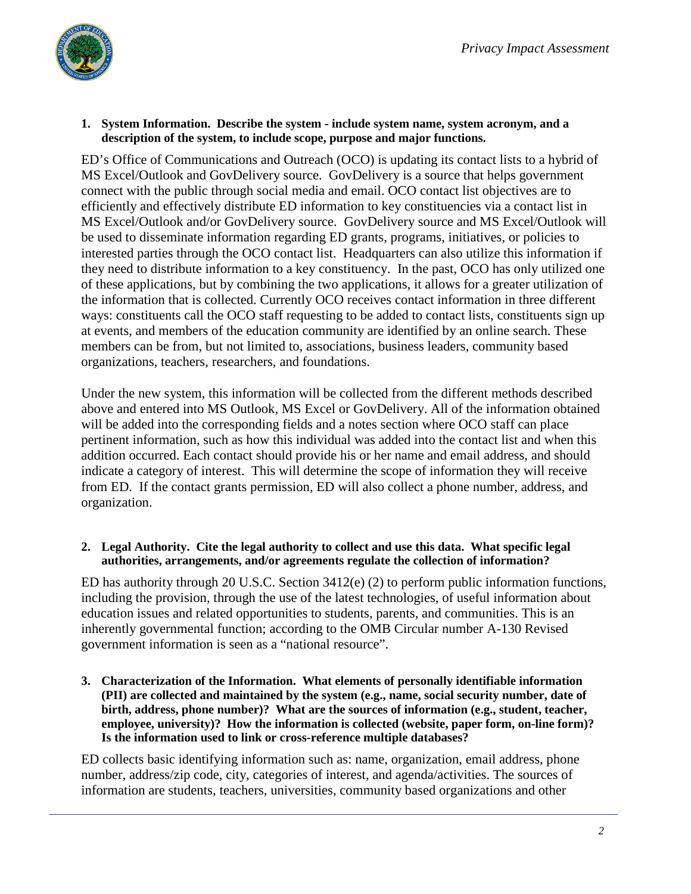**1. System Information. Describe the system - include system name, system acronym, and a description of the system, to include scope, purpose and major functions.**

ED's Office of Communications and Outreach (OCO) is updating its contact lists to a hybrid of MS Excel/Outlook and GovDelivery source. GovDelivery is a source that helps government connect with the public through social media and email. OCO contact list objectives are to efficiently and effectively distribute ED information to key constituencies via a contact list in MS Excel/Outlook and/or GovDelivery source. GovDelivery source and MS Excel/Outlook will be used to disseminate information regarding ED grants, programs, initiatives, or policies to interested parties through the OCO contact list. Headquarters can also utilize this information if they need to distribute information to a key constituency. In the past, OCO has only utilized one of these applications, but by combining the two applications, it allows for a greater utilization of the information that is collected. Currently OCO receives contact information in three different ways: constituents call the OCO staff requesting to be added to contact lists, constituents sign up at events, and members of the education community are identified by an online search. These members can be from, but not limited to, associations, business leaders, community based organizations, teachers, researchers, and foundations.

Under the new system, this information will be collected from the different methods described above and entered into MS Outlook, MS Excel or GovDelivery. All of the information obtained will be added into the corresponding fields and a notes section where OCO staff can place pertinent information, such as how this individual was added into the contact list and when this addition occurred. Each contact should provide his or her name and email address, and should indicate a category of interest. This will determine the scope of information they will receive from ED. If the contact grants permission, ED will also collect a phone number, address, and organization.

**2. Legal Authority. Cite the legal authority to collect and use this data. What specific legal authorities, arrangements, and/or agreements regulate the collection of information?**

ED has authority through 20 U.S.C. Section 3412(e) (2) to perform public information functions, including the provision, through the use of the latest technologies, of useful information about education issues and related opportunities to students, parents, and communities. This is an inherently governmental function; according to the OMB Circular number A-130 Revised government information is seen as a "national resource".

**3. Characterization of the Information. What elements of personally identifiable information (PII) are collected and maintained by the system (e.g., name, social security number, date of birth, address, phone number)? What are the sources of information (e.g., student, teacher, employee, university)? How the information is collected (website, paper form, on-line form)? Is the information used to link or cross-reference multiple databases?**

ED collects basic identifying information such as: name, organization, email address, phone number, address/zip code, city, categories of interest, and agenda/activities. The sources of information are students, teachers, universities, community based organizations and other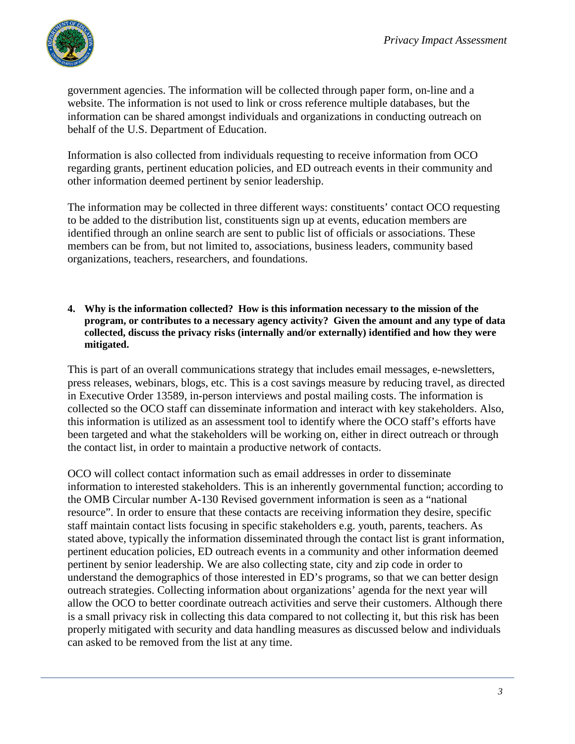government agencies. The information will be collected through paper form, on-line and a website. The information is not used to link or cross reference multiple databases, but the information can be shared amongst individuals and organizations in conducting outreach on behalf of the U.S. Department of Education.

Information is also collected from individuals requesting to receive information from OCO regarding grants, pertinent education policies, and ED outreach events in their community and other information deemed pertinent by senior leadership.

The information may be collected in three different ways: constituents' contact OCO requesting to be added to the distribution list, constituents sign up at events, education members are identified through an online search are sent to public list of officials or associations. These members can be from, but not limited to, associations, business leaders, community based organizations, teachers, researchers, and foundations.

**4. Why is the information collected? How is this information necessary to the mission of the program, or contributes to a necessary agency activity? Given the amount and any type of data collected, discuss the privacy risks (internally and/or externally) identified and how they were mitigated.**

This is part of an overall communications strategy that includes email messages, e-newsletters, press releases, webinars, blogs, etc. This is a cost savings measure by reducing travel, as directed in Executive Order 13589, in-person interviews and postal mailing costs. The information is collected so the OCO staff can disseminate information and interact with key stakeholders. Also, this information is utilized as an assessment tool to identify where the OCO staff's efforts have been targeted and what the stakeholders will be working on, either in direct outreach or through the contact list, in order to maintain a productive network of contacts.

OCO will collect contact information such as email addresses in order to disseminate information to interested stakeholders. This is an inherently governmental function; according to the OMB Circular number A-130 Revised government information is seen as a "national resource". In order to ensure that these contacts are receiving information they desire, specific staff maintain contact lists focusing in specific stakeholders e.g. youth, parents, teachers. As stated above, typically the information disseminated through the contact list is grant information, pertinent education policies, ED outreach events in a community and other information deemed pertinent by senior leadership. We are also collecting state, city and zip code in order to understand the demographics of those interested in ED's programs, so that we can better design outreach strategies. Collecting information about organizations' agenda for the next year will allow the OCO to better coordinate outreach activities and serve their customers. Although there is a small privacy risk in collecting this data compared to not collecting it, but this risk has been properly mitigated with security and data handling measures as discussed below and individuals can asked to be removed from the list at any time.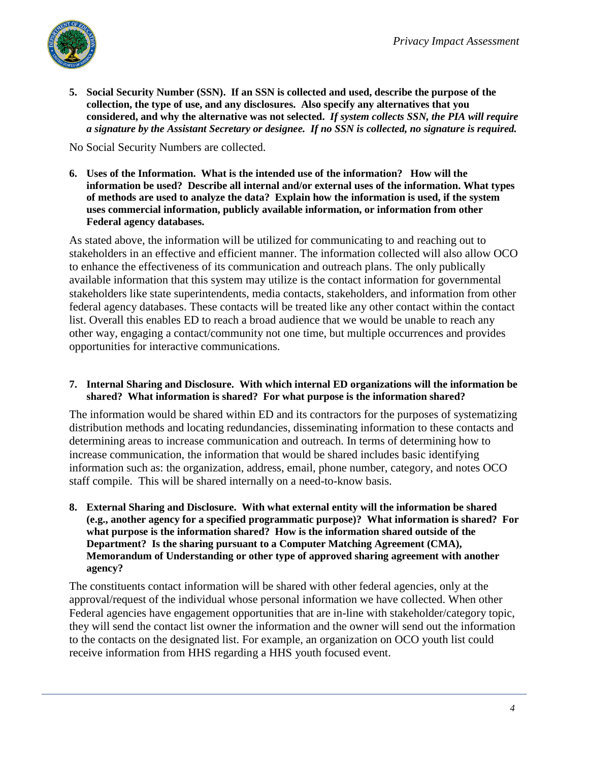**5. Social Security Number (SSN). If an SSN is collected and used, describe the purpose of the collection, the type of use, and any disclosures. Also specify any alternatives that you considered, and why the alternative was not selected.** ***If system collects SSN, the PIA will require a signature by the Assistant Secretary or designee. If no SSN is collected, no signature is required.***

No Social Security Numbers are collected.

**6. Uses of the Information. What is the intended use of the information? How will the information be used? Describe all internal and/or external uses of the information. What types of methods are used to analyze the data? Explain how the information is used, if the system uses commercial information, publicly available information, or information from other Federal agency databases.**

As stated above, the information will be utilized for communicating to and reaching out to stakeholders in an effective and efficient manner. The information collected will also allow OCO to enhance the effectiveness of its communication and outreach plans. The only publically available information that this system may utilize is the contact information for governmental stakeholders like state superintendents, media contacts, stakeholders, and information from other federal agency databases. These contacts will be treated like any other contact within the contact list. Overall this enables ED to reach a broad audience that we would be unable to reach any other way, engaging a contact/community not one time, but multiple occurrences and provides opportunities for interactive communications.

**7. Internal Sharing and Disclosure. With which internal ED organizations will the information be shared? What information is shared? For what purpose is the information shared?**

The information would be shared within ED and its contractors for the purposes of systematizing distribution methods and locating redundancies, disseminating information to these contacts and determining areas to increase communication and outreach. In terms of determining how to increase communication, the information that would be shared includes basic identifying information such as: the organization, address, email, phone number, category, and notes OCO staff compile. This will be shared internally on a need-to-know basis.

**8. External Sharing and Disclosure. With what external entity will the information be shared (e.g., another agency for a specified programmatic purpose)? What information is shared? For what purpose is the information shared? How is the information shared outside of the Department? Is the sharing pursuant to a Computer Matching Agreement (CMA), Memorandum of Understanding or other type of approved sharing agreement with another agency?**

The constituents contact information will be shared with other federal agencies, only at the approval/request of the individual whose personal information we have collected. When other Federal agencies have engagement opportunities that are in-line with stakeholder/category topic, they will send the contact list owner the information and the owner will send out the information to the contacts on the designated list. For example, an organization on OCO youth list could receive information from HHS regarding a HHS youth focused event.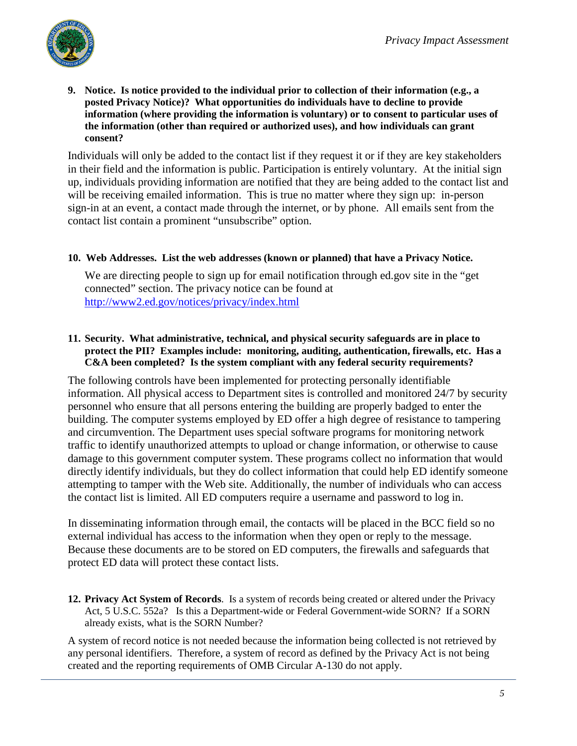**9. Notice. Is notice provided to the individual prior to collection of their information (e.g., a posted Privacy Notice)? What opportunities do individuals have to decline to provide information (where providing the information is voluntary) or to consent to particular uses of the information (other than required or authorized uses), and how individuals can grant consent?**

Individuals will only be added to the contact list if they request it or if they are key stakeholders in their field and the information is public. Participation is entirely voluntary. At the initial sign up, individuals providing information are notified that they are being added to the contact list and will be receiving emailed information. This is true no matter where they sign up: in-person sign-in at an event, a contact made through the internet, or by phone. All emails sent from the contact list contain a prominent "unsubscribe" option.

**10. Web Addresses. List the web addresses (known or planned) that have a Privacy Notice.**

We are directing people to sign up for email notification through ed.gov site in the "get connected" section. The privacy notice can be found at http://www2.ed.gov/notices/privacy/index.html

**11. Security. What administrative, technical, and physical security safeguards are in place to protect the PII? Examples include: monitoring, auditing, authentication, firewalls, etc. Has a C&A been completed? Is the system compliant with any federal security requirements?**

The following controls have been implemented for protecting personally identifiable information. All physical access to Department sites is controlled and monitored 24/7 by security personnel who ensure that all persons entering the building are properly badged to enter the building. The computer systems employed by ED offer a high degree of resistance to tampering and circumvention. The Department uses special software programs for monitoring network traffic to identify unauthorized attempts to upload or change information, or otherwise to cause damage to this government computer system. These programs collect no information that would directly identify individuals, but they do collect information that could help ED identify someone attempting to tamper with the Web site. Additionally, the number of individuals who can access the contact list is limited. All ED computers require a username and password to log in.

In disseminating information through email, the contacts will be placed in the BCC field so no external individual has access to the information when they open or reply to the message. Because these documents are to be stored on ED computers, the firewalls and safeguards that protect ED data will protect these contact lists.

**12. Privacy Act System of Records**. Is a system of records being created or altered under the Privacy Act, 5 U.S.C. 552a? Is this a Department-wide or Federal Government-wide SORN? If a SORN already exists, what is the SORN Number?

A system of record notice is not needed because the information being collected is not retrieved by any personal identifiers. Therefore, a system of record as defined by the Privacy Act is not being created and the reporting requirements of OMB Circular A-130 do not apply.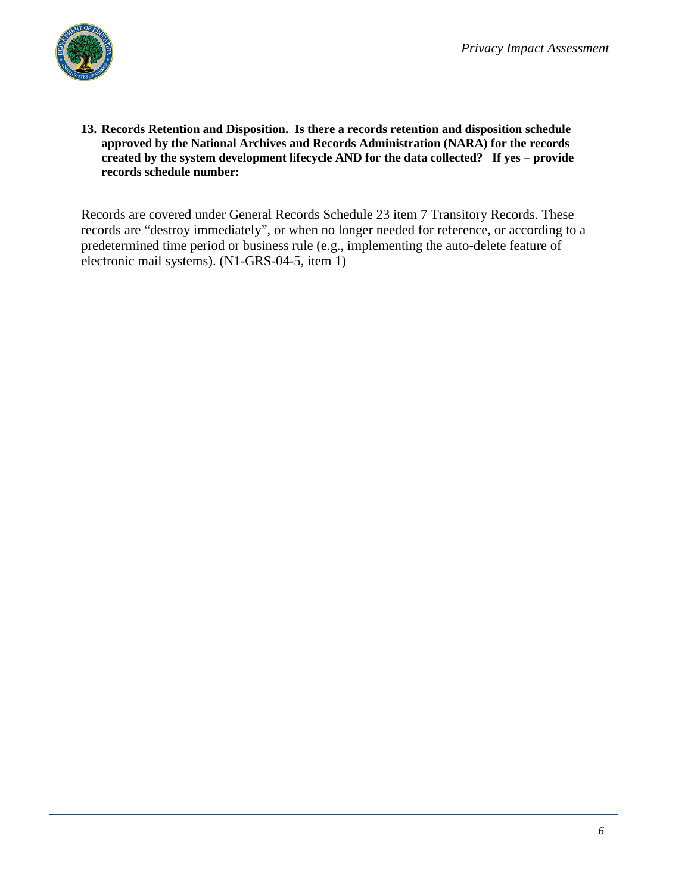**13. Records Retention and Disposition. Is there a records retention and disposition schedule approved by the National Archives and Records Administration (NARA) for the records created by the system development lifecycle AND for the data collected? If yes – provide records schedule number:**

Records are covered under General Records Schedule 23 item 7 Transitory Records. These records are "destroy immediately", or when no longer needed for reference, or according to a predetermined time period or business rule (e.g., implementing the auto-delete feature of electronic mail systems). (N1-GRS-04-5, item 1)